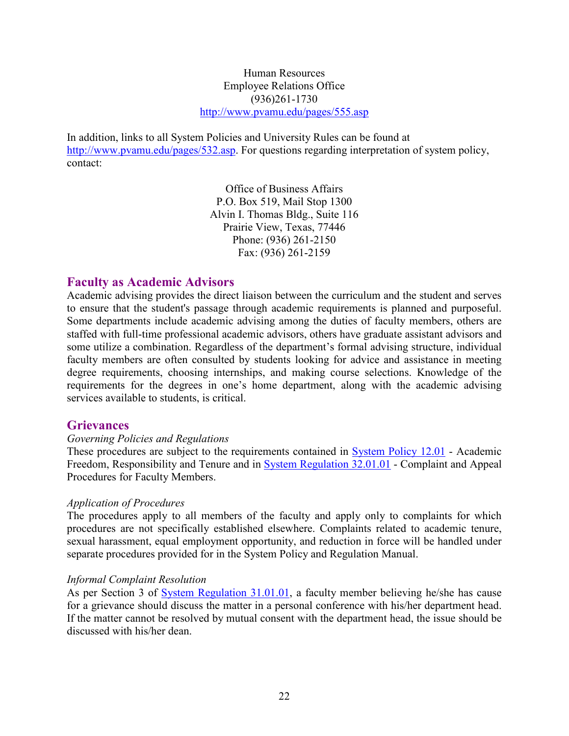Human Resources
Employee Relations Office
(936)261-1730
http://www.pvamu.edu/pages/555.asp

In addition, links to all System Policies and University Rules can be found at http://www.pvamu.edu/pages/532.asp. For questions regarding interpretation of system policy, contact:

Office of Business Affairs
P.O. Box 519, Mail Stop 1300
Alvin I. Thomas Bldg., Suite 116
Prairie View, Texas, 77446
Phone: (936) 261-2150
Fax: (936) 261-2159

## Faculty as Academic Advisors

Academic advising provides the direct liaison between the curriculum and the student and serves to ensure that the student's passage through academic requirements is planned and purposeful. Some departments include academic advising among the duties of faculty members, others are staffed with full-time professional academic advisors, others have graduate assistant advisors and some utilize a combination. Regardless of the department's formal advising structure, individual faculty members are often consulted by students looking for advice and assistance in meeting degree requirements, choosing internships, and making course selections. Knowledge of the requirements for the degrees in one's home department, along with the academic advising services available to students, is critical.

## Grievances

*Governing Policies and Regulations*

These procedures are subject to the requirements contained in System Policy 12.01 - Academic Freedom, Responsibility and Tenure and in System Regulation 32.01.01 - Complaint and Appeal Procedures for Faculty Members.

*Application of Procedures*

The procedures apply to all members of the faculty and apply only to complaints for which procedures are not specifically established elsewhere. Complaints related to academic tenure, sexual harassment, equal employment opportunity, and reduction in force will be handled under separate procedures provided for in the System Policy and Regulation Manual.

*Informal Complaint Resolution*

As per Section 3 of System Regulation 31.01.01, a faculty member believing he/she has cause for a grievance should discuss the matter in a personal conference with his/her department head. If the matter cannot be resolved by mutual consent with the department head, the issue should be discussed with his/her dean.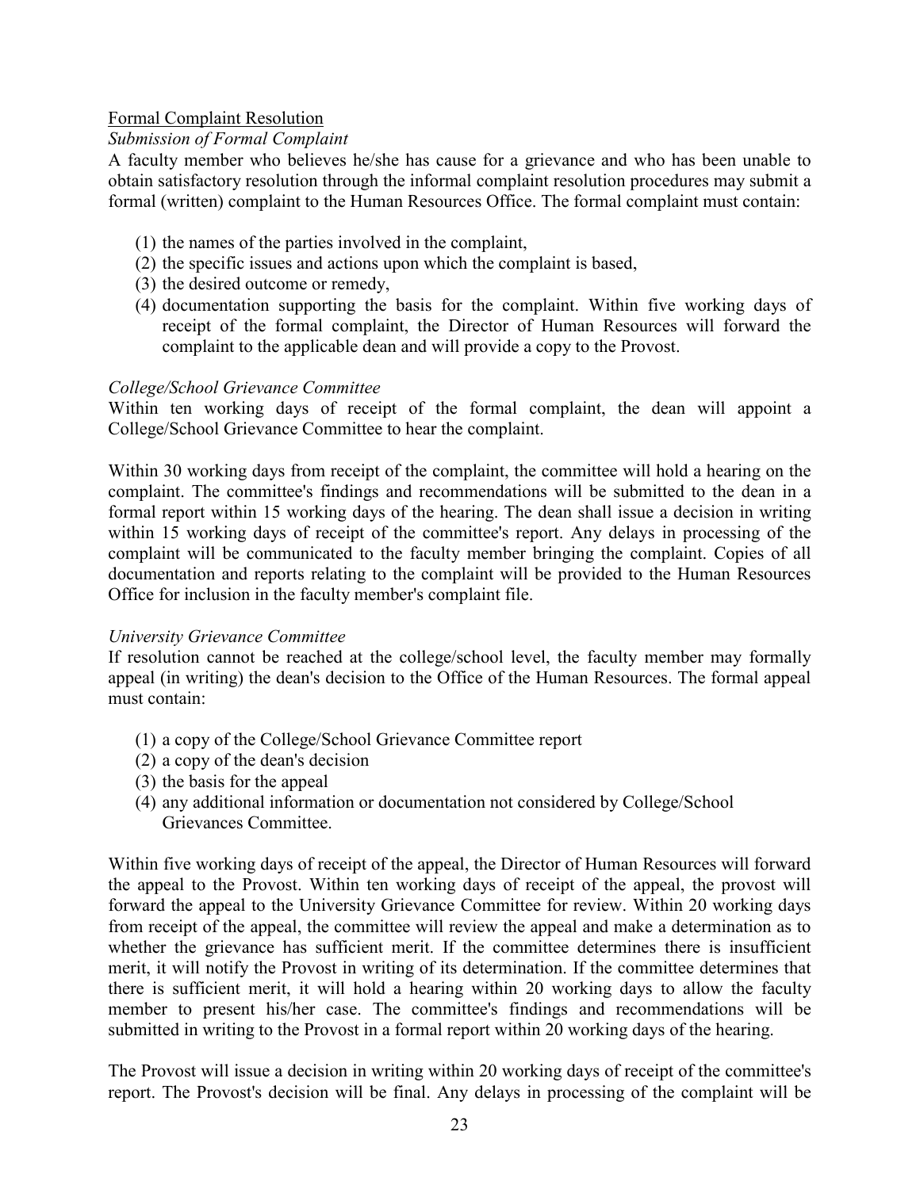<u>Formal Complaint Resolution</u>

*Submission of Formal Complaint*

A faculty member who believes he/she has cause for a grievance and who has been unable to obtain satisfactory resolution through the informal complaint resolution procedures may submit a formal (written) complaint to the Human Resources Office. The formal complaint must contain:

(1) the names of the parties involved in the complaint,
(2) the specific issues and actions upon which the complaint is based,
(3) the desired outcome or remedy,
(4) documentation supporting the basis for the complaint. Within five working days of receipt of the formal complaint, the Director of Human Resources will forward the complaint to the applicable dean and will provide a copy to the Provost.

*College/School Grievance Committee*

Within ten working days of receipt of the formal complaint, the dean will appoint a College/School Grievance Committee to hear the complaint.

Within 30 working days from receipt of the complaint, the committee will hold a hearing on the complaint. The committee's findings and recommendations will be submitted to the dean in a formal report within 15 working days of the hearing. The dean shall issue a decision in writing within 15 working days of receipt of the committee's report. Any delays in processing of the complaint will be communicated to the faculty member bringing the complaint. Copies of all documentation and reports relating to the complaint will be provided to the Human Resources Office for inclusion in the faculty member's complaint file.

*University Grievance Committee*

If resolution cannot be reached at the college/school level, the faculty member may formally appeal (in writing) the dean's decision to the Office of the Human Resources. The formal appeal must contain:

(1) a copy of the College/School Grievance Committee report
(2) a copy of the dean's decision
(3) the basis for the appeal
(4) any additional information or documentation not considered by College/School Grievances Committee.

Within five working days of receipt of the appeal, the Director of Human Resources will forward the appeal to the Provost. Within ten working days of receipt of the appeal, the provost will forward the appeal to the University Grievance Committee for review. Within 20 working days from receipt of the appeal, the committee will review the appeal and make a determination as to whether the grievance has sufficient merit. If the committee determines there is insufficient merit, it will notify the Provost in writing of its determination. If the committee determines that there is sufficient merit, it will hold a hearing within 20 working days to allow the faculty member to present his/her case. The committee's findings and recommendations will be submitted in writing to the Provost in a formal report within 20 working days of the hearing.

The Provost will issue a decision in writing within 20 working days of receipt of the committee's report. The Provost's decision will be final. Any delays in processing of the complaint will be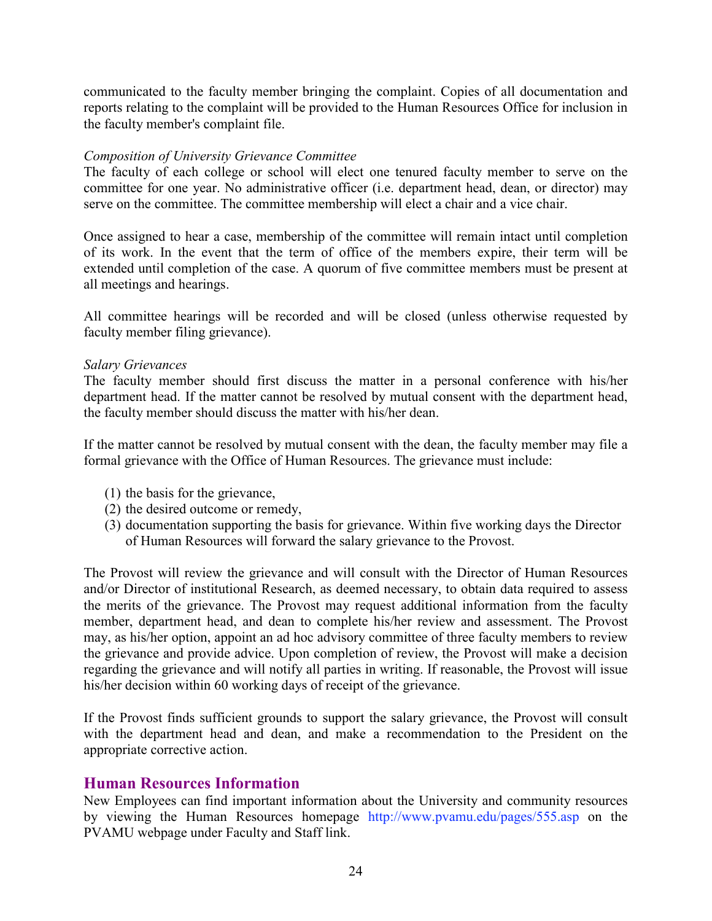communicated to the faculty member bringing the complaint. Copies of all documentation and reports relating to the complaint will be provided to the Human Resources Office for inclusion in the faculty member's complaint file.

*Composition of University Grievance Committee*

The faculty of each college or school will elect one tenured faculty member to serve on the committee for one year. No administrative officer (i.e. department head, dean, or director) may serve on the committee. The committee membership will elect a chair and a vice chair.

Once assigned to hear a case, membership of the committee will remain intact until completion of its work. In the event that the term of office of the members expire, their term will be extended until completion of the case. A quorum of five committee members must be present at all meetings and hearings.

All committee hearings will be recorded and will be closed (unless otherwise requested by faculty member filing grievance).

*Salary Grievances*

The faculty member should first discuss the matter in a personal conference with his/her department head. If the matter cannot be resolved by mutual consent with the department head, the faculty member should discuss the matter with his/her dean.

If the matter cannot be resolved by mutual consent with the dean, the faculty member may file a formal grievance with the Office of Human Resources. The grievance must include:

(1) the basis for the grievance,
(2) the desired outcome or remedy,
(3) documentation supporting the basis for grievance. Within five working days the Director of Human Resources will forward the salary grievance to the Provost.

The Provost will review the grievance and will consult with the Director of Human Resources and/or Director of institutional Research, as deemed necessary, to obtain data required to assess the merits of the grievance. The Provost may request additional information from the faculty member, department head, and dean to complete his/her review and assessment. The Provost may, as his/her option, appoint an ad hoc advisory committee of three faculty members to review the grievance and provide advice. Upon completion of review, the Provost will make a decision regarding the grievance and will notify all parties in writing. If reasonable, the Provost will issue his/her decision within 60 working days of receipt of the grievance.

If the Provost finds sufficient grounds to support the salary grievance, the Provost will consult with the department head and dean, and make a recommendation to the President on the appropriate corrective action.

## Human Resources Information

New Employees can find important information about the University and community resources by viewing the Human Resources homepage http://www.pvamu.edu/pages/555.asp on the PVAMU webpage under Faculty and Staff link.